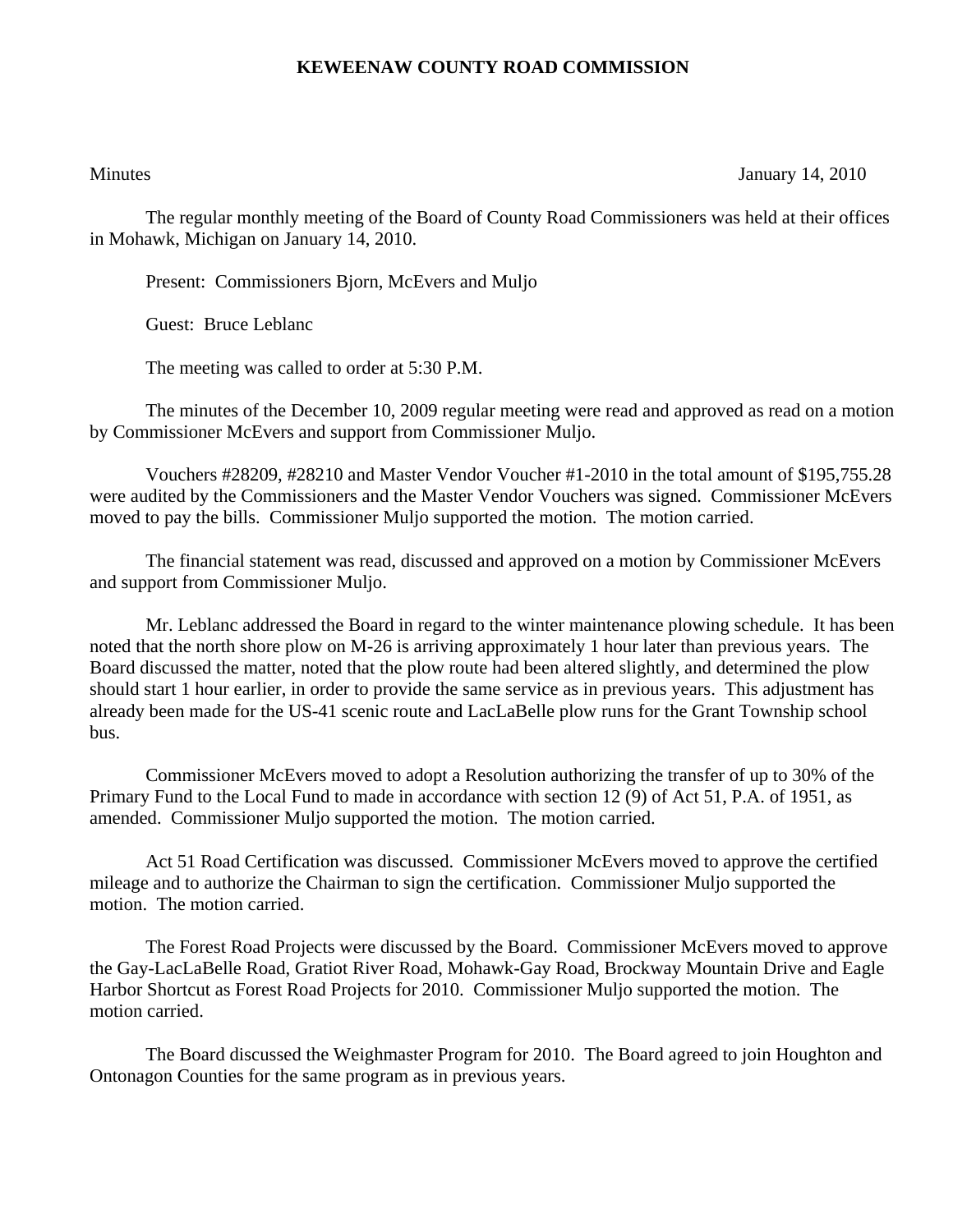# KEWEENAW COUNTY ROAD COMMISSION

Minutes January 14, 2010

The regular monthly meeting of the Board of County Road Commissioners was held at their offices in Mohawk, Michigan on January 14, 2010.

Present: Commissioners Bjorn, McEvers and Muljo

Guest: Bruce Leblanc

The meeting was called to order at 5:30 P.M.

The minutes of the December 10, 2009 regular meeting were read and approved as read on a motion by Commissioner McEvers and support from Commissioner Muljo.

Vouchers #28209, #28210 and Master Vendor Voucher #1-2010 in the total amount of $195,755.28 were audited by the Commissioners and the Master Vendor Vouchers was signed. Commissioner McEvers moved to pay the bills. Commissioner Muljo supported the motion. The motion carried.

The financial statement was read, discussed and approved on a motion by Commissioner McEvers and support from Commissioner Muljo.

Mr. Leblanc addressed the Board in regard to the winter maintenance plowing schedule. It has been noted that the north shore plow on M-26 is arriving approximately 1 hour later than previous years. The Board discussed the matter, noted that the plow route had been altered slightly, and determined the plow should start 1 hour earlier, in order to provide the same service as in previous years. This adjustment has already been made for the US-41 scenic route and LacLaBelle plow runs for the Grant Township school bus.

Commissioner McEvers moved to adopt a Resolution authorizing the transfer of up to 30% of the Primary Fund to the Local Fund to made in accordance with section 12 (9) of Act 51, P.A. of 1951, as amended. Commissioner Muljo supported the motion. The motion carried.

Act 51 Road Certification was discussed. Commissioner McEvers moved to approve the certified mileage and to authorize the Chairman to sign the certification. Commissioner Muljo supported the motion. The motion carried.

The Forest Road Projects were discussed by the Board. Commissioner McEvers moved to approve the Gay-LacLaBelle Road, Gratiot River Road, Mohawk-Gay Road, Brockway Mountain Drive and Eagle Harbor Shortcut as Forest Road Projects for 2010. Commissioner Muljo supported the motion. The motion carried.

The Board discussed the Weighmaster Program for 2010. The Board agreed to join Houghton and Ontonagon Counties for the same program as in previous years.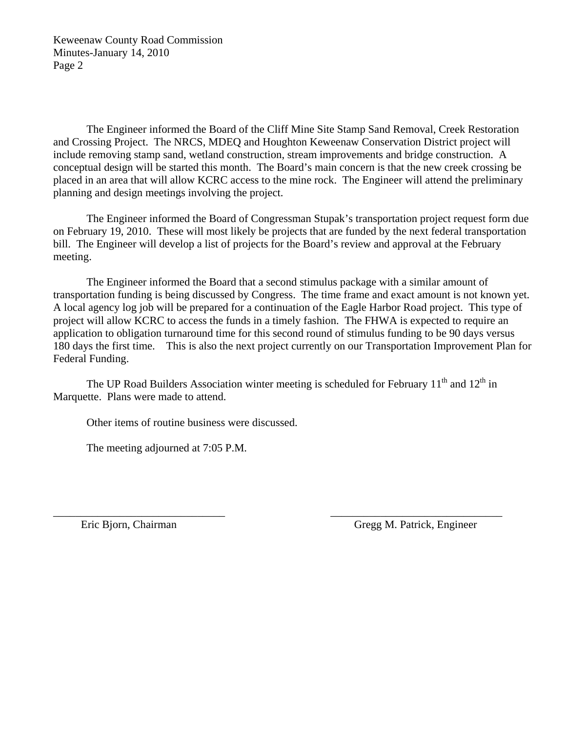The Engineer informed the Board of the Cliff Mine Site Stamp Sand Removal, Creek Restoration and Crossing Project. The NRCS, MDEQ and Houghton Keweenaw Conservation District project will include removing stamp sand, wetland construction, stream improvements and bridge construction. A conceptual design will be started this month. The Board's main concern is that the new creek crossing be placed in an area that will allow KCRC access to the mine rock. The Engineer will attend the preliminary planning and design meetings involving the project.

The Engineer informed the Board of Congressman Stupak's transportation project request form due on February 19, 2010. These will most likely be projects that are funded by the next federal transportation bill. The Engineer will develop a list of projects for the Board's review and approval at the February meeting.

The Engineer informed the Board that a second stimulus package with a similar amount of transportation funding is being discussed by Congress. The time frame and exact amount is not known yet. A local agency log job will be prepared for a continuation of the Eagle Harbor Road project. This type of project will allow KCRC to access the funds in a timely fashion. The FHWA is expected to require an application to obligation turnaround time for this second round of stimulus funding to be 90 days versus 180 days the first time. This is also the next project currently on our Transportation Improvement Plan for Federal Funding.

The UP Road Builders Association winter meeting is scheduled for February 11th and 12th in Marquette. Plans were made to attend.

Other items of routine business were discussed.

The meeting adjourned at 7:05 P.M.

\_\_\_\_\_\_\_\_\_\_\_\_\_\_\_\_\_\_\_\_\_\_\_\_\_\_\_\_\_\_
Eric Bjorn, Chairman

\_\_\_\_\_\_\_\_\_\_\_\_\_\_\_\_\_\_\_\_\_\_\_\_\_\_\_\_\_\_
Gregg M. Patrick, Engineer